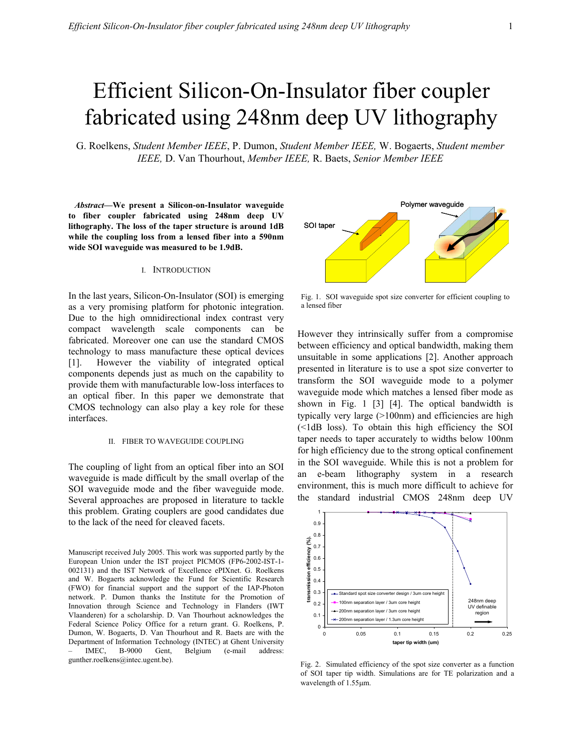# Efficient Silicon-On-Insulator fiber coupler fabricated using 248nm deep UV lithography

G. Roelkens, *Student Member IEEE*, P. Dumon, *Student Member IEEE,* W. Bogaerts, *Student member IEEE,* D. Van Thourhout, *Member IEEE,* R. Baets, *Senior Member IEEE*

***Abstract*—We present a Silicon-on-Insulator waveguide to fiber coupler fabricated using 248nm deep UV lithography. The loss of the taper structure is around 1dB while the coupling loss from a lensed fiber into a 590nm wide SOI waveguide was measured to be 1.9dB.**

## I. Introduction

In the last years, Silicon-On-Insulator (SOI) is emerging as a very promising platform for photonic integration. Due to the high omnidirectional index contrast very compact wavelength scale components can be fabricated. Moreover one can use the standard CMOS technology to mass manufacture these optical devices [1]. However the viability of integrated optical components depends just as much on the capability to provide them with manufacturable low-loss interfaces to an optical fiber. In this paper we demonstrate that CMOS technology can also play a key role for these interfaces.

## II. Fiber to Waveguide Coupling

The coupling of light from an optical fiber into an SOI waveguide is made difficult by the small overlap of the SOI waveguide mode and the fiber waveguide mode. Several approaches are proposed in literature to tackle this problem. Grating couplers are good candidates due to the lack of the need for cleaved facets.

Manuscript received July 2005. This work was supported partly by the European Union under the IST project PICMOS (FP6-2002-IST-1-002131) and the IST Network of Excellence ePIXnet. G. Roelkens and W. Bogaerts acknowledge the Fund for Scientific Research (FWO) for financial support and the support of the IAP-Photon network. P. Dumon thanks the Institute for the Promotion of Innovation through Science and Technology in Flanders (IWT Vlaanderen) for a scholarship. D. Van Thourhout acknowledges the Federal Science Policy Office for a return grant. G. Roelkens, P. Dumon, W. Bogaerts, D. Van Thourhout and R. Baets are with the Department of Information Technology (INTEC) at Ghent University – IMEC, B-9000 Gent, Belgium (e-mail address: gunther.roelkens@intec.ugent.be).

Fig. 1. SOI waveguide spot size converter for efficient coupling to a lensed fiber

However they intrinsically suffer from a compromise between efficiency and optical bandwidth, making them unsuitable in some applications [2]. Another approach presented in literature is to use a spot size converter to transform the SOI waveguide mode to a polymer waveguide mode which matches a lensed fiber mode as shown in Fig. 1 [3] [4]. The optical bandwidth is typically very large (>100nm) and efficiencies are high (<1dB loss). To obtain this high efficiency the SOI taper needs to taper accurately to widths below 100nm for high efficiency due to the strong optical confinement in the SOI waveguide. While this is not a problem for an e-beam lithography system in a research environment, this is much more difficult to achieve for the standard industrial CMOS 248nm deep UV

Fig. 2. Simulated efficiency of the spot size converter as a function of SOI taper tip width. Simulations are for TE polarization and a wavelength of 1.55μm.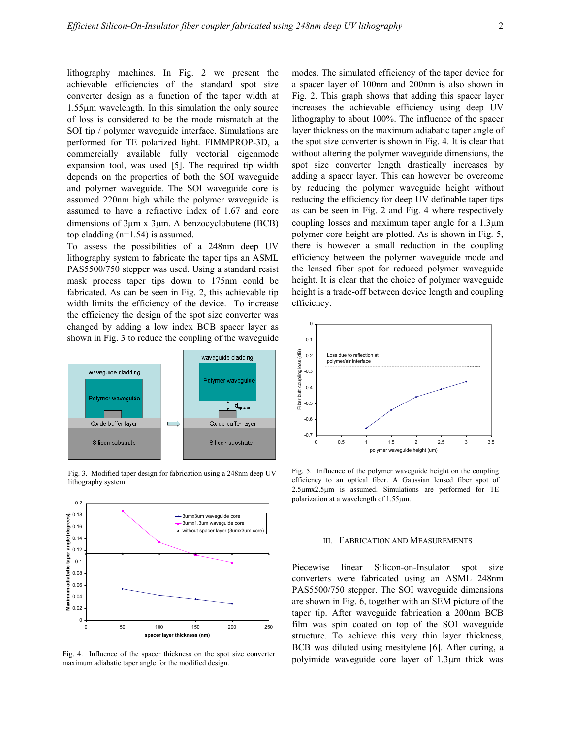lithography machines. In Fig. 2 we present the achievable efficiencies of the standard spot size converter design as a function of the taper width at 1.55µm wavelength. In this simulation the only source of loss is considered to be the mode mismatch at the SOI tip / polymer waveguide interface. Simulations are performed for TE polarized light. FIMMPROP-3D, a commercially available fully vectorial eigenmode expansion tool, was used [5]. The required tip width depends on the properties of both the SOI waveguide and polymer waveguide. The SOI waveguide core is assumed 220nm high while the polymer waveguide is assumed to have a refractive index of 1.67 and core dimensions of 3µm x 3µm. A benzocyclobutene (BCB) top cladding (n=1.54) is assumed.

To assess the possibilities of a 248nm deep UV lithography system to fabricate the taper tips an ASML PAS5500/750 stepper was used. Using a standard resist mask process taper tips down to 175nm could be fabricated. As can be seen in Fig. 2, this achievable tip width limits the efficiency of the device. To increase the efficiency the design of the spot size converter was changed by adding a low index BCB spacer layer as shown in Fig. 3 to reduce the coupling of the waveguide modes. The simulated efficiency of the taper device for a spacer layer of 100nm and 200nm is also shown in Fig. 2. This graph shows that adding this spacer layer increases the achievable efficiency using deep UV lithography to about 100%. The influence of the spacer layer thickness on the maximum adiabatic taper angle of the spot size converter is shown in Fig. 4. It is clear that without altering the polymer waveguide dimensions, the spot size converter length drastically increases by adding a spacer layer. This can however be overcome by reducing the polymer waveguide height without reducing the efficiency for deep UV definable taper tips as can be seen in Fig. 2 and Fig. 4 where respectively coupling losses and maximum taper angle for a 1.3µm polymer core height are plotted. As is shown in Fig. 5, there is however a small reduction in the coupling efficiency between the polymer waveguide mode and the lensed fiber spot for reduced polymer waveguide height. It is clear that the choice of polymer waveguide height is a trade-off between device length and coupling efficiency.

Fig. 3. Modified taper design for fabrication using a 248nm deep UV lithography system

Fig. 4. Influence of the spacer thickness on the spot size converter maximum adiabatic taper angle for the modified design.

Fig. 5. Influence of the polymer waveguide height on the coupling efficiency to an optical fiber. A Gaussian lensed fiber spot of 2.5µmx2.5µm is assumed. Simulations are performed for TE polarization at a wavelength of 1.55µm.

## III. Fabrication and Measurements

Piecewise linear Silicon-on-Insulator spot size converters were fabricated using an ASML 248nm PAS5500/750 stepper. The SOI waveguide dimensions are shown in Fig. 6, together with an SEM picture of the taper tip. After waveguide fabrication a 200nm BCB film was spin coated on top of the SOI waveguide structure. To achieve this very thin layer thickness, BCB was diluted using mesitylene [6]. After curing, a polyimide waveguide core layer of 1.3µm thick was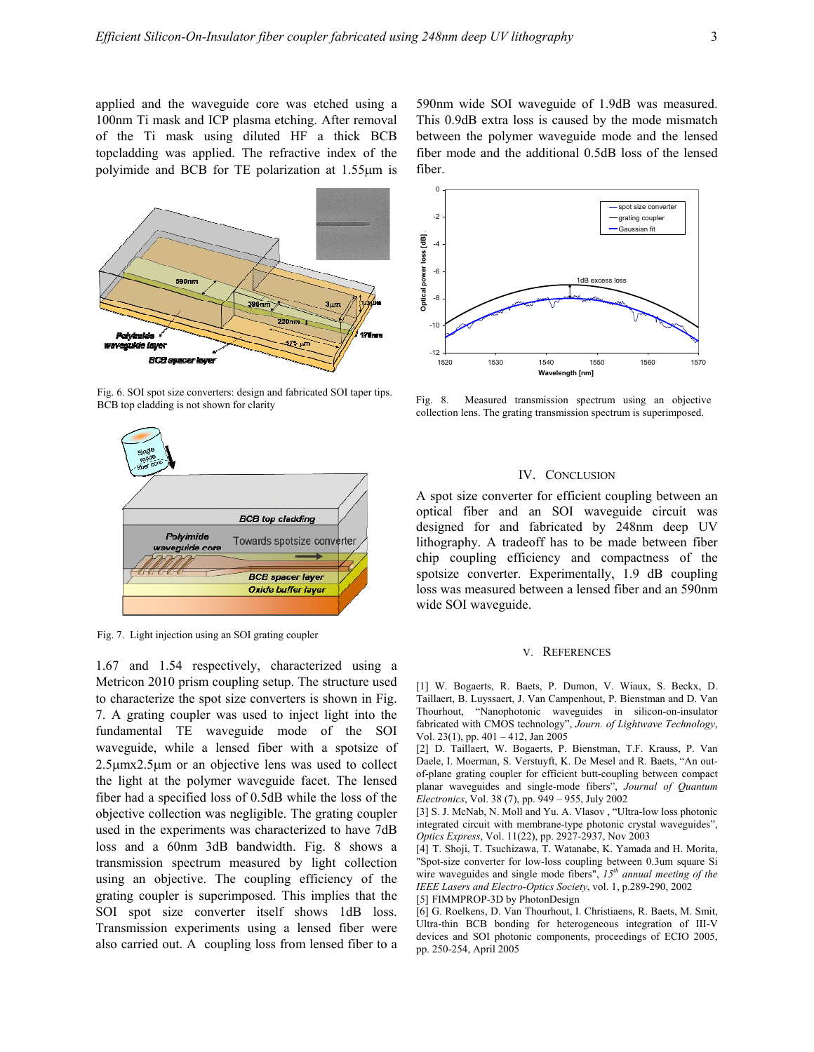applied and the waveguide core was etched using a 100nm Ti mask and ICP plasma etching. After removal of the Ti mask using diluted HF a thick BCB topcladding was applied. The refractive index of the polyimide and BCB for TE polarization at 1.55μm is 1.67 and 1.54 respectively, characterized using a Metricon 2010 prism coupling setup. The structure used to characterize the spot size converters is shown in Fig. 7. A grating coupler was used to inject light into the fundamental TE waveguide mode of the SOI waveguide, while a lensed fiber with a spotsize of 2.5μmx2.5μm or an objective lens was used to collect the light at the polymer waveguide facet. The lensed fiber had a specified loss of 0.5dB while the loss of the objective collection was negligible. The grating coupler used in the experiments was characterized to have 7dB loss and a 60nm 3dB bandwidth. Fig. 8 shows a transmission spectrum measured by light collection using an objective. The coupling efficiency of the grating coupler is superimposed. This implies that the SOI spot size converter itself shows 1dB loss. Transmission experiments using a lensed fiber were also carried out. A coupling loss from lensed fiber to a 590nm wide SOI waveguide of 1.9dB was measured. This 0.9dB extra loss is caused by the mode mismatch between the polymer waveguide mode and the lensed fiber mode and the additional 0.5dB loss of the lensed fiber.

590nm
390nm
3μm
1.1μm
220nm
175nm
175 μm
Polyimide waveguide layer
BCB spacer layer

Fig. 6. SOI spot size converters: design and fabricated SOI taper tips. BCB top cladding is not shown for clarity

Single mode fiber core
BCB top cladding
Polyimide waveguide core
Towards spotsize converter
BCB spacer layer
Oxide buffer layer

Fig. 7. Light injection using an SOI grating coupler

spot size converter
grating coupler
Gaussian fit
1dB excess loss
Optical power loss [dB]
Wavelength [nm]
0
-2
-4
-6
-8
-10
-12
1520
1530
1540
1550
1560
1570

Fig. 8. Measured transmission spectrum using an objective collection lens. The grating transmission spectrum is superimposed.

## IV. Conclusion

A spot size converter for efficient coupling between an optical fiber and an SOI waveguide circuit was designed for and fabricated by 248nm deep UV lithography. A tradeoff has to be made between fiber chip coupling efficiency and compactness of the spotsize converter. Experimentally, 1.9 dB coupling loss was measured between a lensed fiber and an 590nm wide SOI waveguide.

## V. References

[1] W. Bogaerts, R. Baets, P. Dumon, V. Wiaux, S. Beckx, D. Taillaert, B. Luyssaert, J. Van Campenhout, P. Bienstman and D. Van Thourhout, "Nanophotonic waveguides in silicon-on-insulator fabricated with CMOS technology", *Journ. of Lightwave Technology*, Vol. 23(1), pp. 401 – 412, Jan 2005

[2] D. Taillaert, W. Bogaerts, P. Bienstman, T.F. Krauss, P. Van Daele, I. Moerman, S. Verstuyft, K. De Mesel and R. Baets, "An out-of-plane grating coupler for efficient butt-coupling between compact planar waveguides and single-mode fibers", *Journal of Quantum Electronics*, Vol. 38 (7), pp. 949 – 955, July 2002

[3] S. J. McNab, N. Moll and Yu. A. Vlasov , "Ultra-low loss photonic integrated circuit with membrane-type photonic crystal waveguides", *Optics Express*, Vol. 11(22), pp. 2927-2937, Nov 2003

[4] T. Shoji, T. Tsuchizawa, T. Watanabe, K. Yamada and H. Morita, "Spot-size converter for low-loss coupling between 0.3um square Si wire waveguides and single mode fibers", *15th annual meeting of the IEEE Lasers and Electro-Optics Society*, vol. 1, p.289-290, 2002

[5] FIMMPROP-3D by PhotonDesign

[6] G. Roelkens, D. Van Thourhout, I. Christiaens, R. Baets, M. Smit, Ultra-thin BCB bonding for heterogeneous integration of III-V devices and SOI photonic components, proceedings of ECIO 2005, pp. 250-254, April 2005